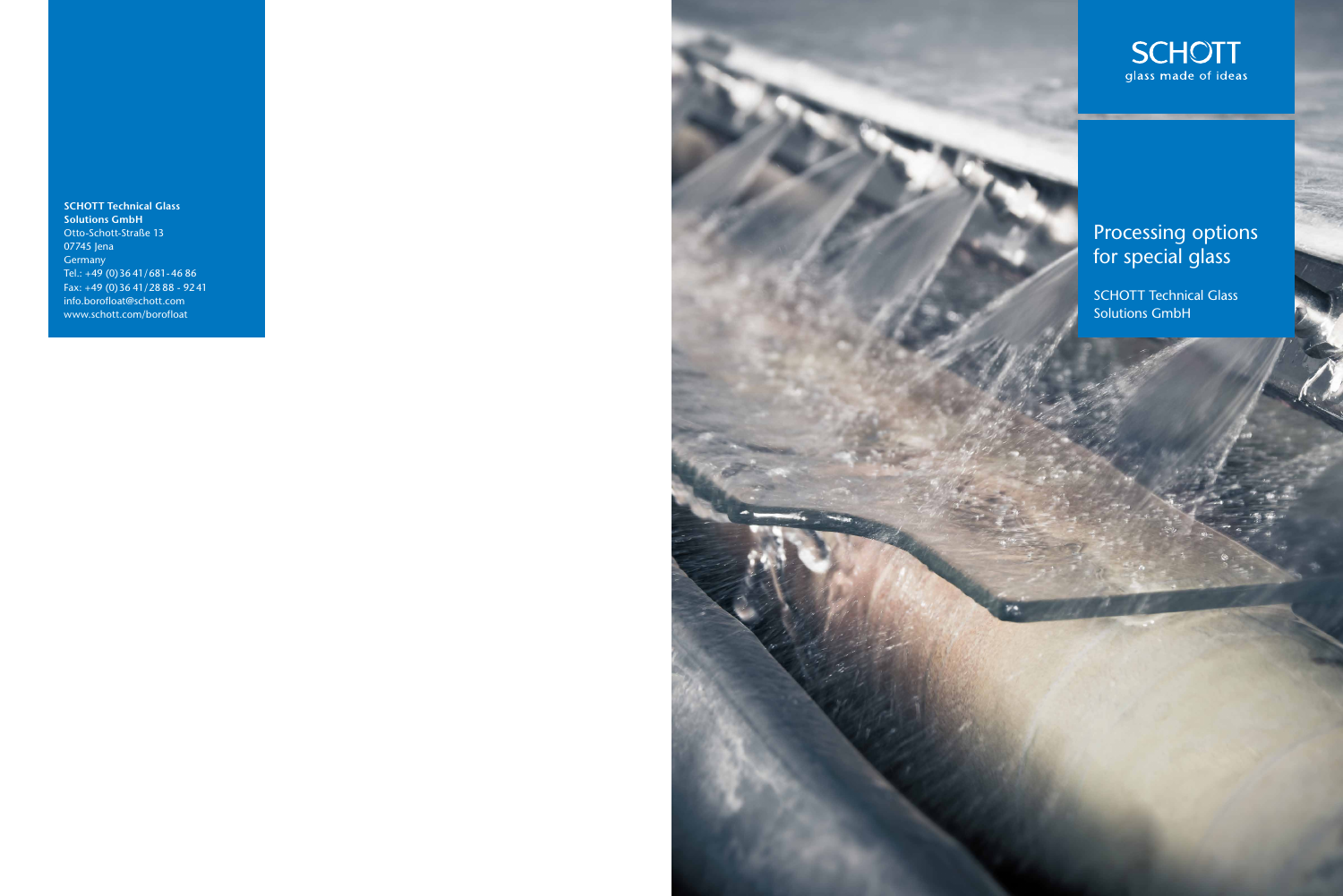**SCHOTT Technical Glass Solutions GmbH**
Otto-Schott-Straße 13
07745 Jena
Germany
Tel.: +49 (0)36 41/681-46 86
Fax: +49 (0)36 41/28 88 - 92 41
info.borofloat@schott.com
www.schott.com/borofloat

SCHOTT
glass made of ideas

# Processing options for special glass

SCHOTT Technical Glass Solutions GmbH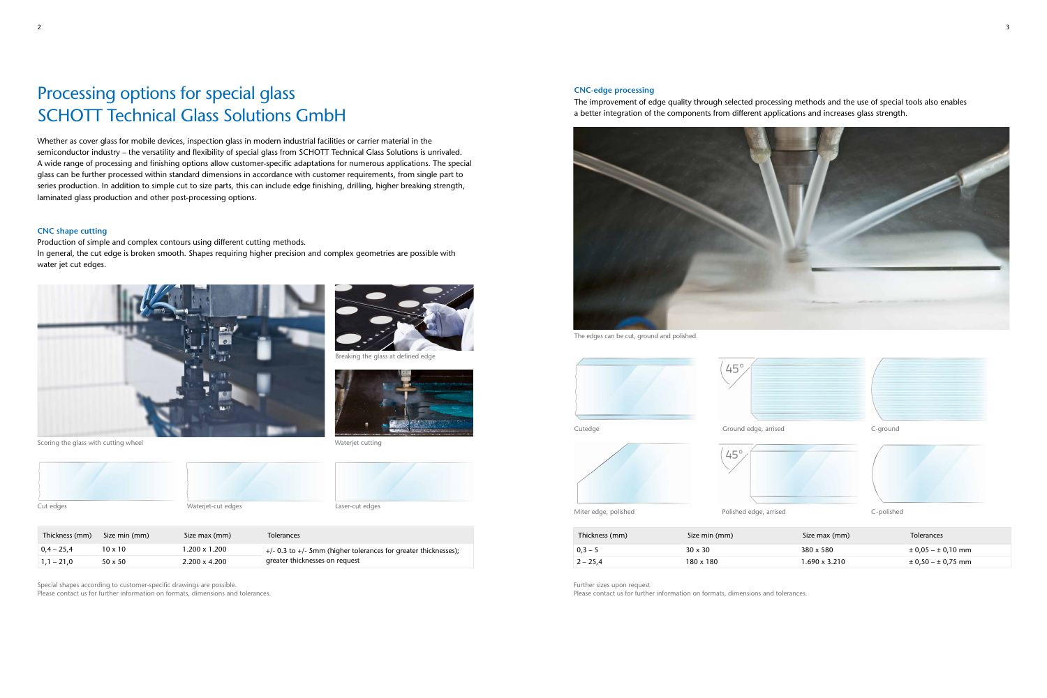# Processing options for special glass SCHOTT Technical Glass Solutions GmbH

Whether as cover glass for mobile devices, inspection glass in modern industrial facilities or carrier material in the semiconductor industry – the versatility and flexibility of special glass from SCHOTT Technical Glass Solutions is unrivaled. A wide range of processing and finishing options allow customer-specific adaptations for numerous applications. The special glass can be further processed within standard dimensions in accordance with customer requirements, from single part to series production. In addition to simple cut to size parts, this can include edge finishing, drilling, higher breaking strength, laminated glass production and other post-processing options.

### CNC shape cutting

Production of simple and complex contours using different cutting methods.
In general, the cut edge is broken smooth. Shapes requiring higher precision and complex geometries are possible with water jet cut edges.

Scoring the glass with cutting wheel

Breaking the glass at defined edge

Waterjet cutting

Cut edges

Waterjet-cut edges

Laser-cut edges

| Thickness (mm) | Size min (mm) | Size max (mm) | Tolerances |
|---|---|---|---|
| 0,4 – 25,4 | 10 x 10 | 1.200 x 1.200 | +/- 0.3 to +/- 5mm (higher tolerances for greater thicknesses); |
| 1,1 – 21,0 | 50 x 50 | 2.200 x 4.200 | greater thicknesses on request |

Special shapes according to customer-specific drawings are possible.
Please contact us for further information on formats, dimensions and tolerances.

### CNC-edge processing

The improvement of edge quality through selected processing methods and the use of special tools also enables a better integration of the components from different applications and increases glass strength.

The edges can be cut, ground and polished.

Cutedge

Ground edge, arrised

C-ground

Miter edge, polished

Polished edge, arrised

C-polished

| Thickness (mm) | Size min (mm) | Size max (mm) | Tolerances |
|---|---|---|---|
| 0,3 – 5 | 30 x 30 | 380 x 580 | ± 0,05 – ± 0,10 mm |
| 2 – 25,4 | 180 x 180 | 1.690 x 3.210 | ± 0,50 – ± 0,75 mm |

Further sizes upon request
Please contact us for further information on formats, dimensions and tolerances.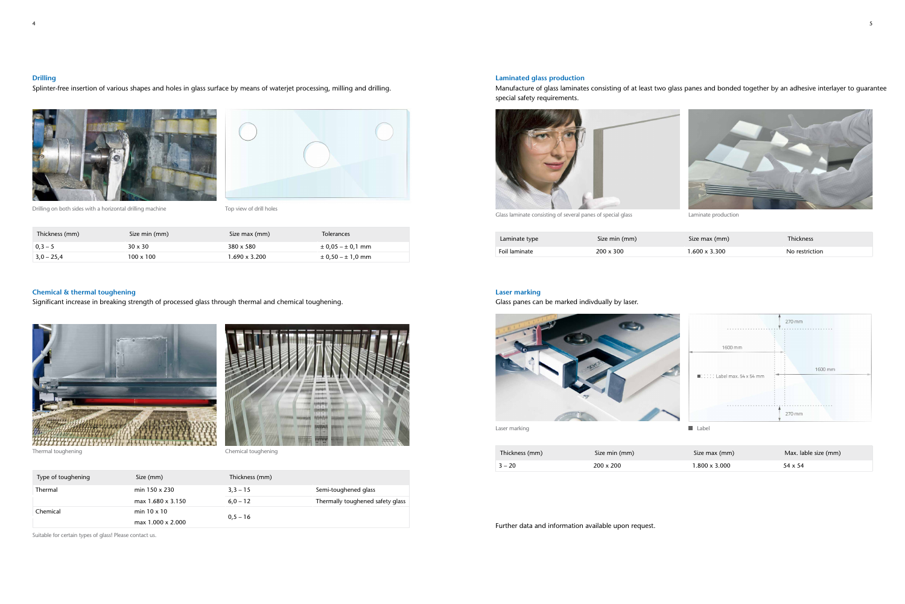## Drilling

Splinter-free insertion of various shapes and holes in glass surface by means of waterjet processing, milling and drilling.

Drilling on both sides with a horizontal drilling machine

Top view of drill holes

| Thickness (mm) | Size min (mm) | Size max (mm) | Tolerances |
|---|---|---|---|
| 0,3 – 5 | 30 x 30 | 380 x 580 | ± 0,05 – ± 0,1 mm |
| 3,0 – 25,4 | 100 x 100 | 1.690 x 3.200 | ± 0,50 – ± 1,0 mm |

## Chemical & thermal toughening

Significant increase in breaking strength of processed glass through thermal and chemical toughening.

Thermal toughening

Chemical toughening

| Type of toughening | Size (mm) | Thickness (mm) | |
|---|---|---|---|
| Thermal | min 150 x 230 | 3,3 – 15 | Semi-toughened glass |
| | max 1.680 x 3.150 | 6,0 – 12 | Thermally toughened safety glass |
| Chemical | min 10 x 10 | 0,5 – 16 | |
| | max 1.000 x 2.000 | | |

Suitable for certain types of glass! Please contact us.

## Laminated glass production

Manufacture of glass laminates consisting of at least two glass panes and bonded together by an adhesive interlayer to guarantee special safety requirements.

Glass laminate consisting of several panes of special glass

Laminate production

| Laminate type | Size min (mm) | Size max (mm) | Thickness |
|---|---|---|---|
| Foil laminate | 200 x 300 | 1.600 x 3.300 | No restriction |

## Laser marking

Glass panes can be marked indivdually by laser.

Laser marking

270 mm

1600 mm

1600 mm

Label max. 54 x 54 mm

270 mm

Label

| Thickness (mm) | Size min (mm) | Size max (mm) | Max. lable size (mm) |
|---|---|---|---|
| 3 – 20 | 200 x 200 | 1.800 x 3.000 | 54 x 54 |

Further data and information available upon request.